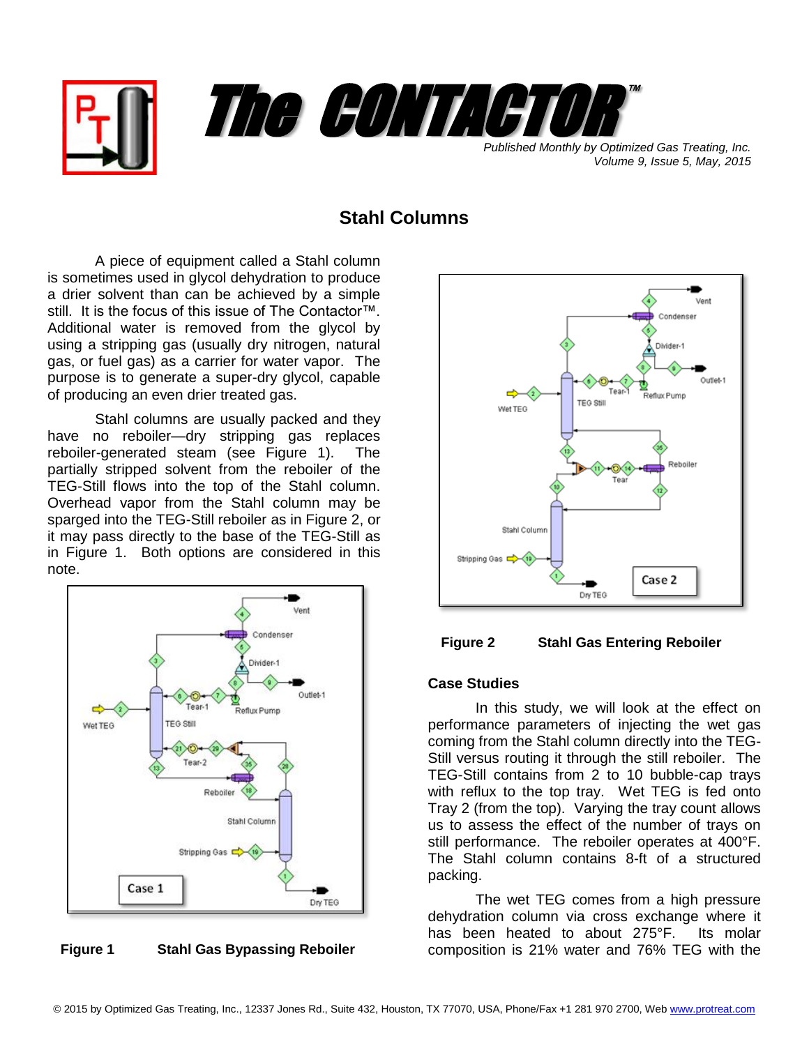# The CONTACTOR™

*Published Monthly by Optimized Gas Treating, Inc.*
*Volume 9, Issue 5, May, 2015*

## Stahl Columns

A piece of equipment called a Stahl column is sometimes used in glycol dehydration to produce a drier solvent than can be achieved by a simple still. It is the focus of this issue of The Contactor™. Additional water is removed from the glycol by using a stripping gas (usually dry nitrogen, natural gas, or fuel gas) as a carrier for water vapor. The purpose is to generate a super-dry glycol, capable of producing an even drier treated gas.

Stahl columns are usually packed and they have no reboiler—dry stripping gas replaces reboiler-generated steam (see Figure 1). The partially stripped solvent from the reboiler of the TEG-Still flows into the top of the Stahl column. Overhead vapor from the Stahl column may be sparged into the TEG-Still reboiler as in Figure 2, or it may pass directly to the base of the TEG-Still as in Figure 1. Both options are considered in this note.

**Figure 1 Stahl Gas Bypassing Reboiler**

**Figure 2 Stahl Gas Entering Reboiler**

### Case Studies

In this study, we will look at the effect on performance parameters of injecting the wet gas coming from the Stahl column directly into the TEG-Still versus routing it through the still reboiler. The TEG-Still contains from 2 to 10 bubble-cap trays with reflux to the top tray. Wet TEG is fed onto Tray 2 (from the top). Varying the tray count allows us to assess the effect of the number of trays on still performance. The reboiler operates at 400°F. The Stahl column contains 8-ft of a structured packing.

The wet TEG comes from a high pressure dehydration column via cross exchange where it has been heated to about 275°F. Its molar composition is 21% water and 76% TEG with the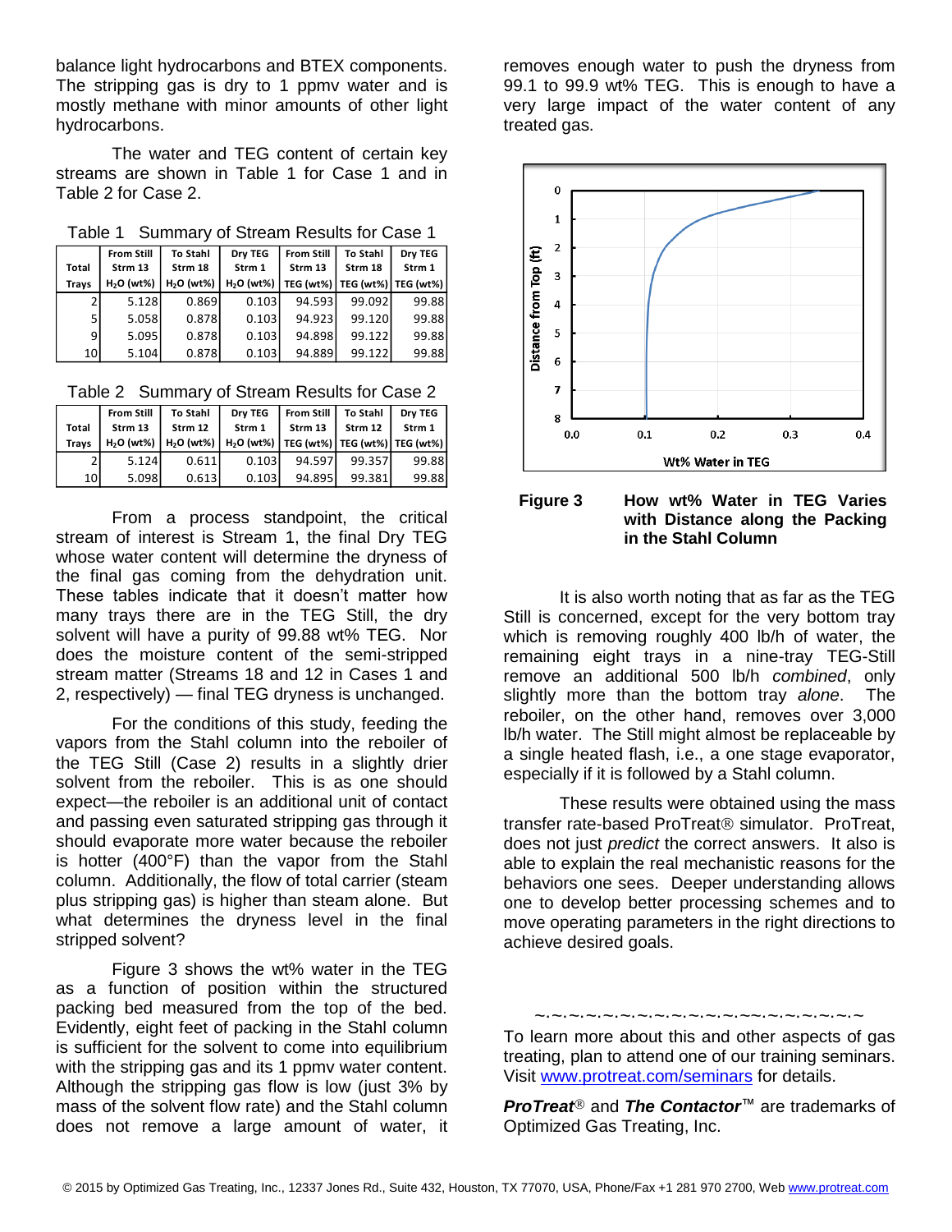balance light hydrocarbons and BTEX components. The stripping gas is dry to 1 ppmv water and is mostly methane with minor amounts of other light hydrocarbons.

The water and TEG content of certain key streams are shown in Table 1 for Case 1 and in Table 2 for Case 2.

Table 1 Summary of Stream Results for Case 1

| Total Trays | From Still Strm 13 $H_2O$ (wt%) | To Stahl Strm 18 $H_2O$ (wt%) | Dry TEG Strm 1 $H_2O$ (wt%) | From Still Strm 13 TEG (wt%) | To Stahl Strm 18 TEG (wt%) | Dry TEG Strm 1 TEG (wt%) |
|---|---|---|---|---|---|---|
| 2 | 5.128 | 0.869 | 0.103 | 94.593 | 99.092 | 99.88 |
| 5 | 5.058 | 0.878 | 0.103 | 94.923 | 99.120 | 99.88 |
| 9 | 5.095 | 0.878 | 0.103 | 94.898 | 99.122 | 99.88 |
| 10 | 5.104 | 0.878 | 0.103 | 94.889 | 99.122 | 99.88 |

Table 2 Summary of Stream Results for Case 2

| Total Trays | From Still Strm 13 $H_2O$ (wt%) | To Stahl Strm 12 $H_2O$ (wt%) | Dry TEG Strm 1 $H_2O$ (wt%) | From Still Strm 13 TEG (wt%) | To Stahl Strm 12 TEG (wt%) | Dry TEG Strm 1 TEG (wt%) |
|---|---|---|---|---|---|---|
| 2 | 5.124 | 0.611 | 0.103 | 94.597 | 99.357 | 99.88 |
| 10 | 5.098 | 0.613 | 0.103 | 94.895 | 99.381 | 99.88 |

From a process standpoint, the critical stream of interest is Stream 1, the final Dry TEG whose water content will determine the dryness of the final gas coming from the dehydration unit. These tables indicate that it doesn't matter how many trays there are in the TEG Still, the dry solvent will have a purity of 99.88 wt% TEG. Nor does the moisture content of the semi-stripped stream matter (Streams 18 and 12 in Cases 1 and 2, respectively) — final TEG dryness is unchanged.

For the conditions of this study, feeding the vapors from the Stahl column into the reboiler of the TEG Still (Case 2) results in a slightly drier solvent from the reboiler. This is as one should expect—the reboiler is an additional unit of contact and passing even saturated stripping gas through it should evaporate more water because the reboiler is hotter (400°F) than the vapor from the Stahl column. Additionally, the flow of total carrier (steam plus stripping gas) is higher than steam alone. But what determines the dryness level in the final stripped solvent?

Figure 3 shows the wt% water in the TEG as a function of position within the structured packing bed measured from the top of the bed. Evidently, eight feet of packing in the Stahl column is sufficient for the solvent to come into equilibrium with the stripping gas and its 1 ppmv water content. Although the stripping gas flow is low (just 3% by mass of the solvent flow rate) and the Stahl column does not remove a large amount of water, it removes enough water to push the dryness from 99.1 to 99.9 wt% TEG. This is enough to have a very large impact of the water content of any treated gas.

Distance from Top (ft)
0
1
2
3
4
5
6
7
8
0.0
0.1
0.2
0.3
0.4
Wt% Water in TEG

**Figure 3 How wt% Water in TEG Varies with Distance along the Packing in the Stahl Column**

It is also worth noting that as far as the TEG Still is concerned, except for the very bottom tray which is removing roughly 400 lb/h of water, the remaining eight trays in a nine-tray TEG-Still remove an additional 500 lb/h *combined*, only slightly more than the bottom tray *alone*. The reboiler, on the other hand, removes over 3,000 lb/h water. The Still might almost be replaceable by a single heated flash, i.e., a one stage evaporator, especially if it is followed by a Stahl column.

These results were obtained using the mass transfer rate-based ProTreat® simulator. ProTreat, does not just *predict* the correct answers. It also is able to explain the real mechanistic reasons for the behaviors one sees. Deeper understanding allows one to develop better processing schemes and to move operating parameters in the right directions to achieve desired goals.

~.~.~.~.~.~.~.~.~.~.~.~.~.~~.~.~.~.~.~.~

To learn more about this and other aspects of gas treating, plan to attend one of our training seminars. Visit www.protreat.com/seminars for details.

***ProTreat***® and ***The Contactor***™ are trademarks of Optimized Gas Treating, Inc.

© 2015 by Optimized Gas Treating, Inc., 12337 Jones Rd., Suite 432, Houston, TX 77070, USA, Phone/Fax +1 281 970 2700, Web www.protreat.com